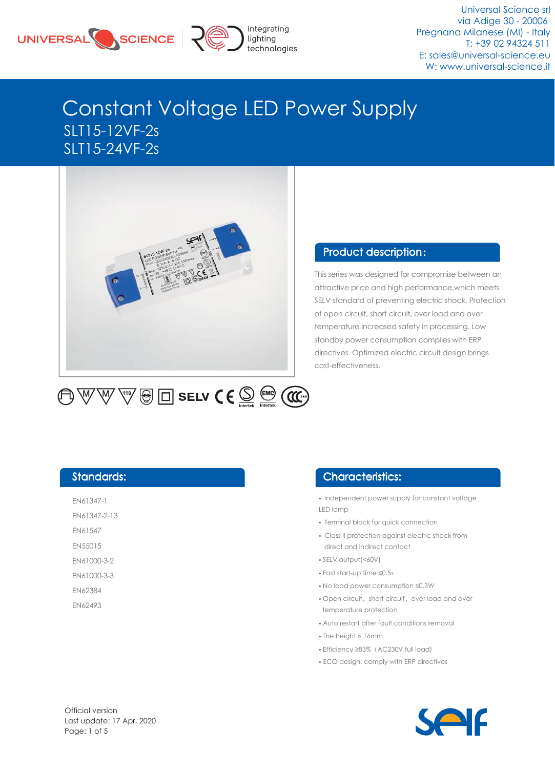Universal Science srl
via Adige 30 - 20006
Pregnana Milanese (MI) - Italy
T: +39 02 94324 511
E: sales@universal-science.eu
W: www.universal-science.it

# Constant Voltage LED Power Supply

## SLT15-12VF-2s
## SLT15-24VF-2s

## Product description:

This series was designed for compromise between an attractive price and high performance,which meets SELV standard of preventing electric shock. Protection of open circuit, short circuit, over load and over temperature increased safety in processing. Low standby power consumption complies with ERP directives. Optimized electric circuit design brings cost-effectiveness.

## Standards:

EN61347-1
EN61347-2-13
EN61547
EN55015
EN61000-3-2
EN61000-3-3
EN62384
EN62493

## Characteristics:

- Independent power supply for constant voltage LED lamp
- Terminal block for quick connection
- Class II protection against electric shock from direct and indirect contact
- SELV output(<60V)
- Fast start-up time ≤0.5s
- No load power consumption ≤0.3W
- Open circuit, short circuit, over load and over temperature protection
- Auto restart after fault conditions removal
- The height is 16mm
- Efficiency ≥83% (AC230V,full load)
- ECO design, comply with ERP directives

Official version
Last update: 17 Apr, 2020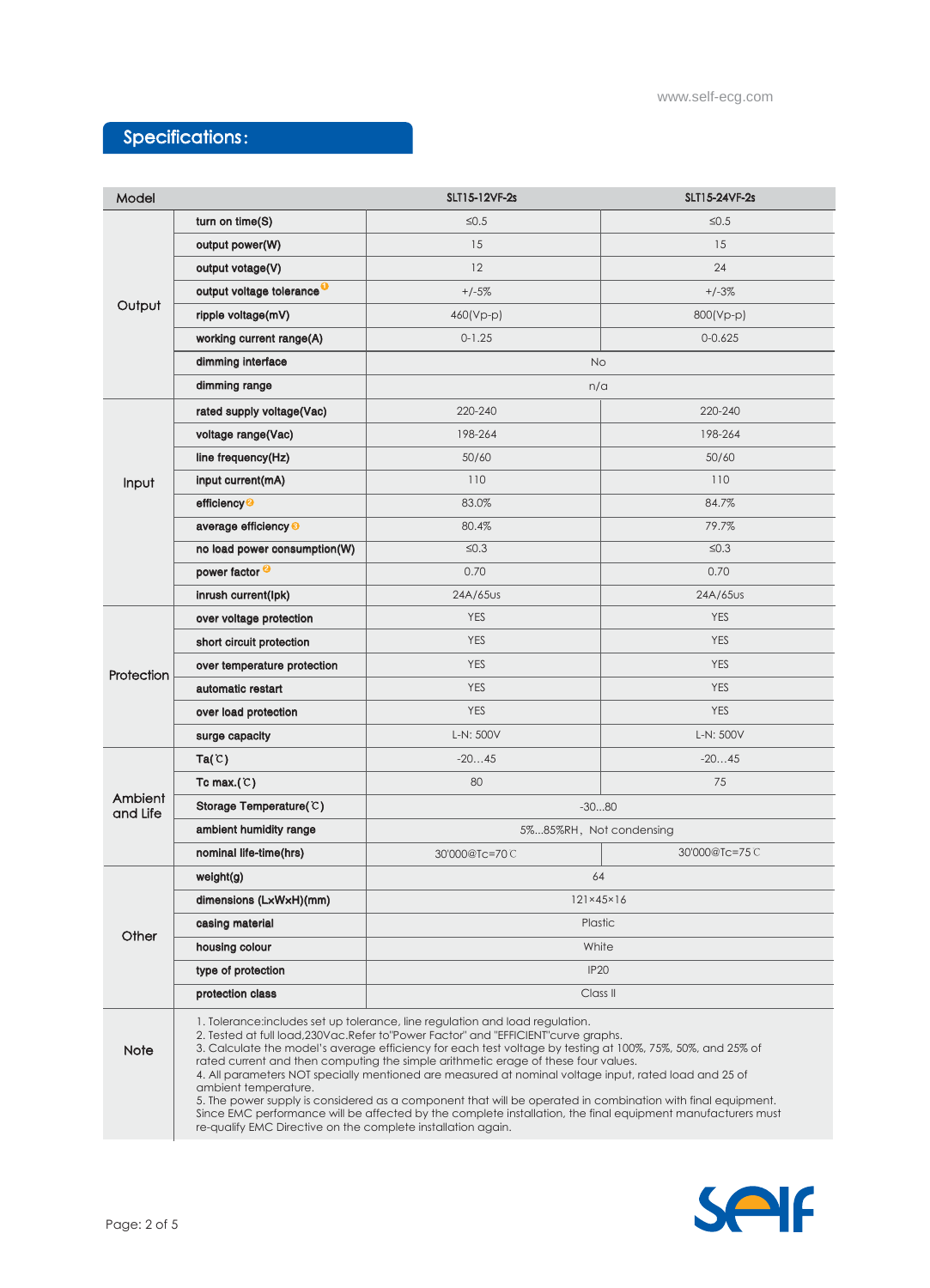## Specifications:

| Model | | SLT15-12VF-2s | SLT15-24VF-2s |
|---|---|---|---|
| Output | turn on time(S) | ≤0.5 | ≤0.5 |
| | output power(W) | 15 | 15 |
| | output votage(V) | 12 | 24 |
| | output voltage tolerance [1] | +/-5% | +/-3% |
| | ripple voltage(mV) | 460(Vp-p) | 800(Vp-p) |
| | working current range(A) | 0-1.25 | 0-0.625 |
| | dimming interface | No | |
| | dimming range | n/a | |
| Input | rated supply voltage(Vac) | 220-240 | 220-240 |
| | voltage range(Vac) | 198-264 | 198-264 |
| | line frequency(Hz) | 50/60 | 50/60 |
| | input current(mA) | 110 | 110 |
| | efficiency [2] | 83.0% | 84.7% |
| | average efficiency [3] | 80.4% | 79.7% |
| | no load power consumption(W) | ≤0.3 | ≤0.3 |
| | power factor [2] | 0.70 | 0.70 |
| | inrush current(Ipk) | 24A/65us | 24A/65us |
| Protection | over voltage protection | YES | YES |
| | short circuit protection | YES | YES |
| | over temperature protection | YES | YES |
| | automatic restart | YES | YES |
| | over load protection | YES | YES |
| | surge capacity | L-N: 500V | L-N: 500V |
| Ambient and Life | Ta(℃) | -20…45 | -20…45 |
| | Tc max.(℃) | 80 | 75 |
| | Storage Temperature(℃) | -30…80 | |
| | ambient humidity range | 5%...85%RH，Not condensing | |
| | nominal life-time(hrs) | 30'000@Tc=70℃ | 30'000@Tc=75℃ |
| Other | weight(g) | 64 | |
| | dimensions (LxWxH)(mm) | 121×45×16 | |
| | casing material | Plastic | |
| | housing colour | White | |
| | type of protection | IP20 | |
| | protection class | Class II | |

**Note**

1. Tolerance:includes set up tolerance, line regulation and load regulation.
2. Tested at full load,230Vac.Refer to"Power Factor" and "EFFICIENT"curve graphs.
3. Calculate the model's average efficiency for each test voltage by testing at 100%, 75%, 50%, and 25% of rated current and then computing the simple arithmetic erage of these four values.
4. All parameters NOT specially mentioned are measured at nominal voltage input, rated load and 25 of ambient temperature.
5. The power supply is considered as a component that will be operated in combination with final equipment. Since EMC performance will be affected by the complete installation, the final equipment manufacturers must re-qualify EMC Directive on the complete installation again.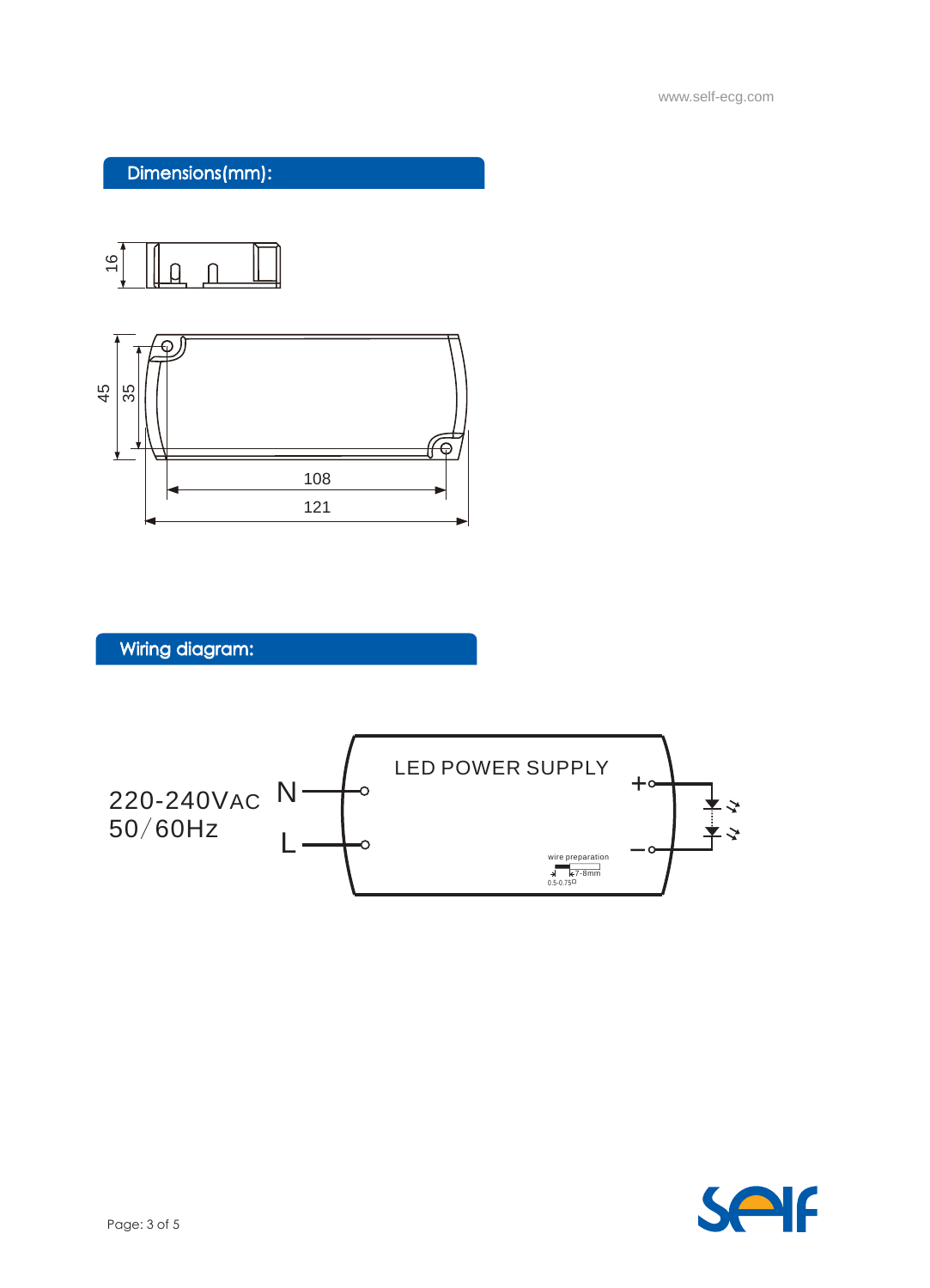## Dimensions(mm):

16

45

35

108

121

## Wiring diagram:

220-240VAC
50/60Hz

N

L

LED POWER SUPPLY

+

−

wire preparation

7-8mm

0.5-0.75□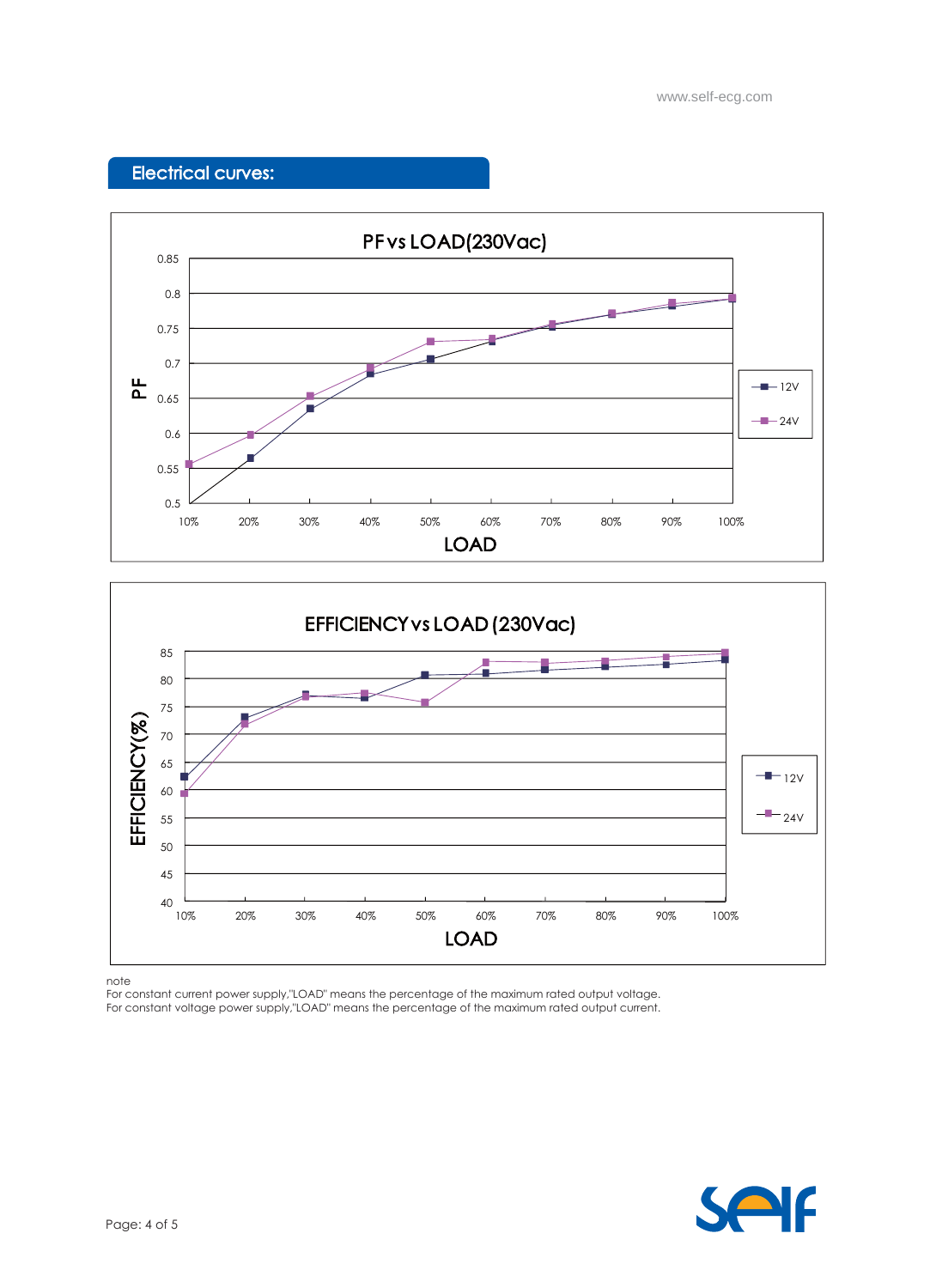## Electrical curves:

PF vs LOAD(230Vac)

EFFICIENCY vs LOAD (230Vac)

note

For constant current power supply,"LOAD" means the percentage of the maximum rated output voltage.

For constant voltage power supply,"LOAD" means the percentage of the maximum rated output current.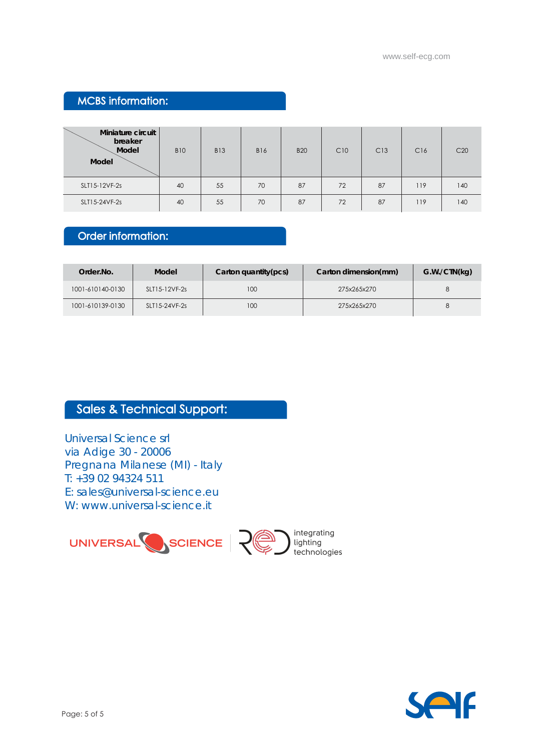## MCBS information:

| Miniature circuit breaker / Model | B10 | B13 | B16 | B20 | C10 | C13 | C16 | C20 |
|---|---|---|---|---|---|---|---|---|
| SLT15-12VF-2s | 40 | 55 | 70 | 87 | 72 | 87 | 119 | 140 |
| SLT15-24VF-2s | 40 | 55 | 70 | 87 | 72 | 87 | 119 | 140 |

## Order information:

| Order.No. | Model | Carton quantity(pcs) | Carton dimension(mm) | G.W./CTN(kg) |
|---|---|---|---|---|
| 1001-610140-0130 | SLT15-12VF-2s | 100 | 275x265x270 | 8 |
| 1001-610139-0130 | SLT15-24VF-2s | 100 | 275x265x270 | 8 |

## Sales & Technical Support:

Universal Science srl
via Adige 30 - 20006
Pregnana Milanese (MI) - Italy
T: +39 02 94324 511
E: sales@universal-science.eu
W: www.universal-science.it

UNIVERSAL SCIENCE

integrating
lighting
technologies